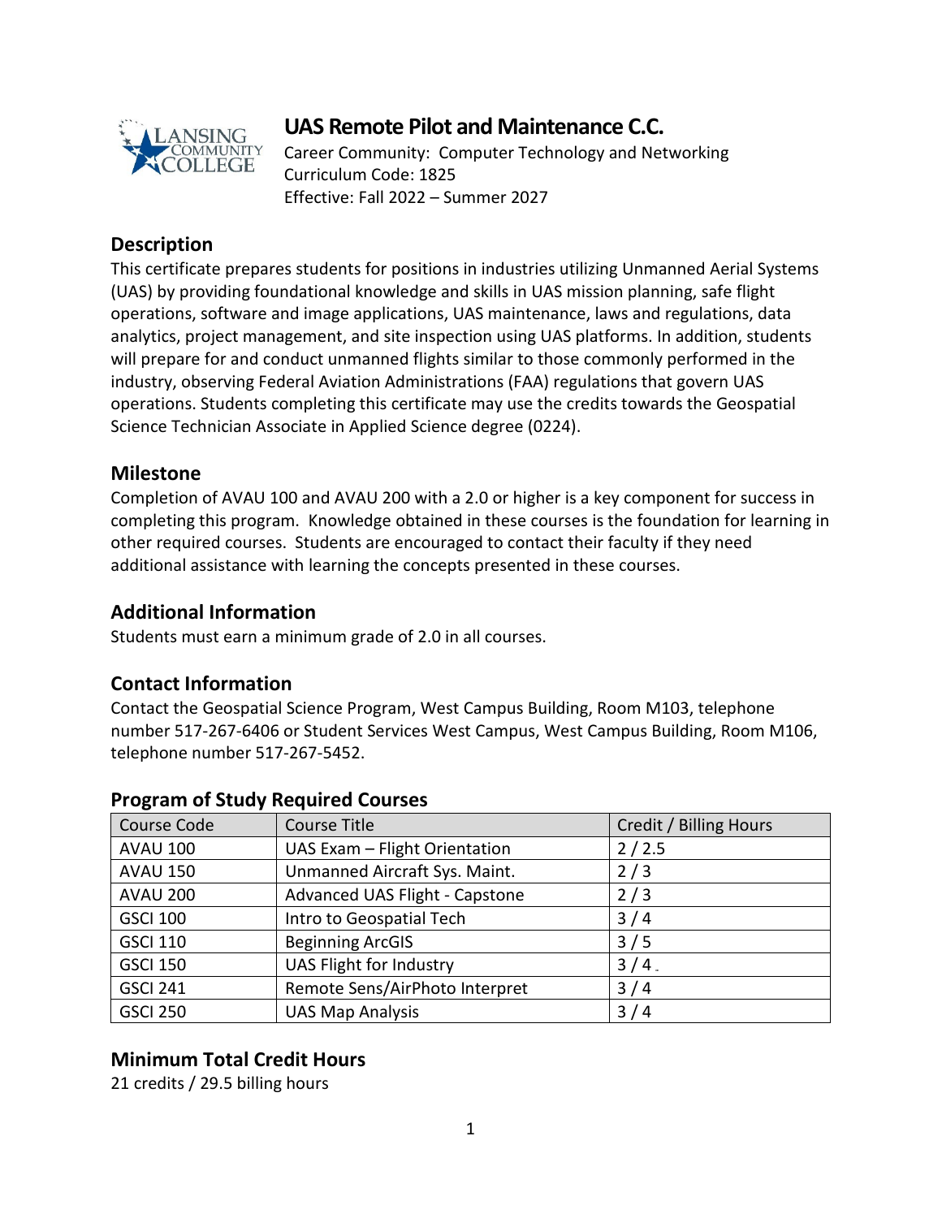# UAS Remote Pilot and Maintenance C.C.

Career Community: Computer Technology and Networking
Curriculum Code: 1825
Effective: Fall 2022 – Summer 2027

## Description

This certificate prepares students for positions in industries utilizing Unmanned Aerial Systems (UAS) by providing foundational knowledge and skills in UAS mission planning, safe flight operations, software and image applications, UAS maintenance, laws and regulations, data analytics, project management, and site inspection using UAS platforms. In addition, students will prepare for and conduct unmanned flights similar to those commonly performed in the industry, observing Federal Aviation Administrations (FAA) regulations that govern UAS operations. Students completing this certificate may use the credits towards the Geospatial Science Technician Associate in Applied Science degree (0224).

## Milestone

Completion of AVAU 100 and AVAU 200 with a 2.0 or higher is a key component for success in completing this program. Knowledge obtained in these courses is the foundation for learning in other required courses. Students are encouraged to contact their faculty if they need additional assistance with learning the concepts presented in these courses.

## Additional Information

Students must earn a minimum grade of 2.0 in all courses.

## Contact Information

Contact the Geospatial Science Program, West Campus Building, Room M103, telephone number 517-267-6406 or Student Services West Campus, West Campus Building, Room M106, telephone number 517-267-5452.

## Program of Study Required Courses

| Course Code | Course Title | Credit / Billing Hours |
|---|---|---|
| AVAU 100 | UAS Exam – Flight Orientation | 2 / 2.5 |
| AVAU 150 | Unmanned Aircraft Sys. Maint. | 2 / 3 |
| AVAU 200 | Advanced UAS Flight - Capstone | 2 / 3 |
| GSCI 100 | Intro to Geospatial Tech | 3 / 4 |
| GSCI 110 | Beginning ArcGIS | 3 / 5 |
| GSCI 150 | UAS Flight for Industry | 3 / 4 |
| GSCI 241 | Remote Sens/AirPhoto Interpret | 3 / 4 |
| GSCI 250 | UAS Map Analysis | 3 / 4 |

## Minimum Total Credit Hours

21 credits / 29.5 billing hours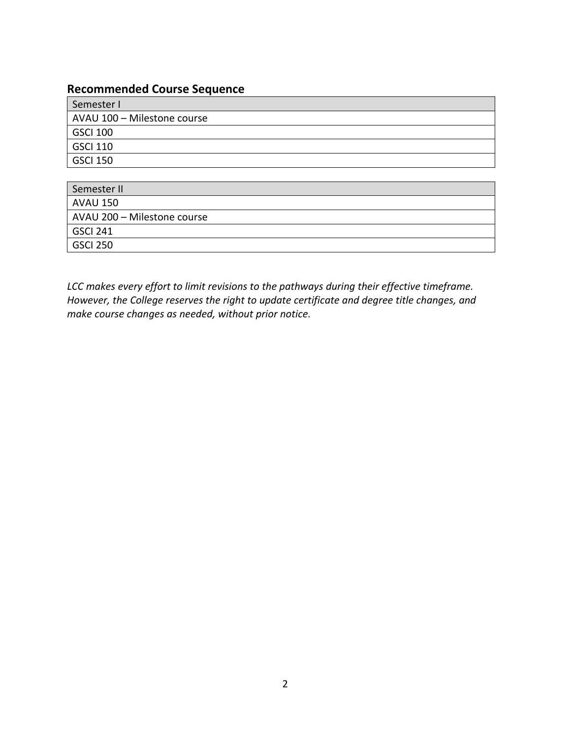## Recommended Course Sequence

| Semester I |
| --- |
| AVAU 100 – Milestone course |
| GSCI 100 |
| GSCI 110 |
| GSCI 150 |

| Semester II |
| --- |
| AVAU 150 |
| AVAU 200 – Milestone course |
| GSCI 241 |
| GSCI 250 |

*LCC makes every effort to limit revisions to the pathways during their effective timeframe. However, the College reserves the right to update certificate and degree title changes, and make course changes as needed, without prior notice.*